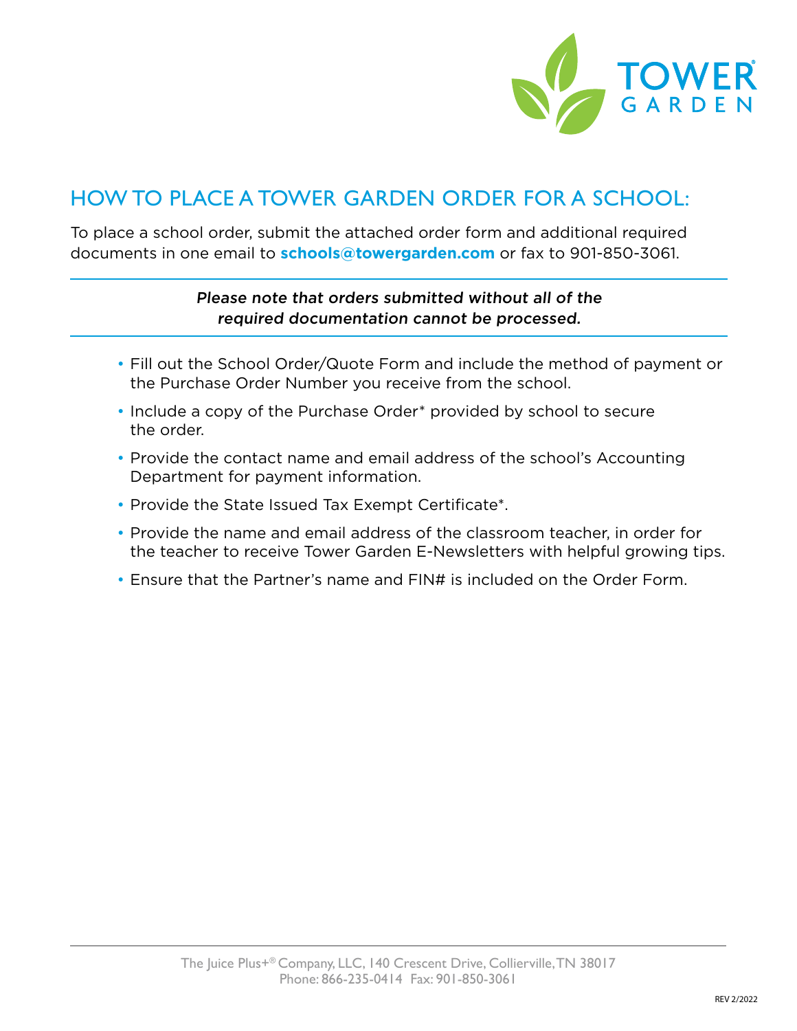TOWER GARDEN

# HOW TO PLACE A TOWER GARDEN ORDER FOR A SCHOOL:

To place a school order, submit the attached order form and additional required documents in one email to **schools@towergarden.com** or fax to 901-850-3061.

*Please note that orders submitted without all of the required documentation cannot be processed.*

- Fill out the School Order/Quote Form and include the method of payment or the Purchase Order Number you receive from the school.
- Include a copy of the Purchase Order* provided by school to secure the order.
- Provide the contact name and email address of the school's Accounting Department for payment information.
- Provide the State Issued Tax Exempt Certificate*.
- Provide the name and email address of the classroom teacher, in order for the teacher to receive Tower Garden E-Newsletters with helpful growing tips.
- Ensure that the Partner's name and FIN# is included on the Order Form.

The Juice Plus+® Company, LLC, 140 Crescent Drive, Collierville, TN 38017
Phone: 866-235-0414 Fax: 901-850-3061

REV 2/2022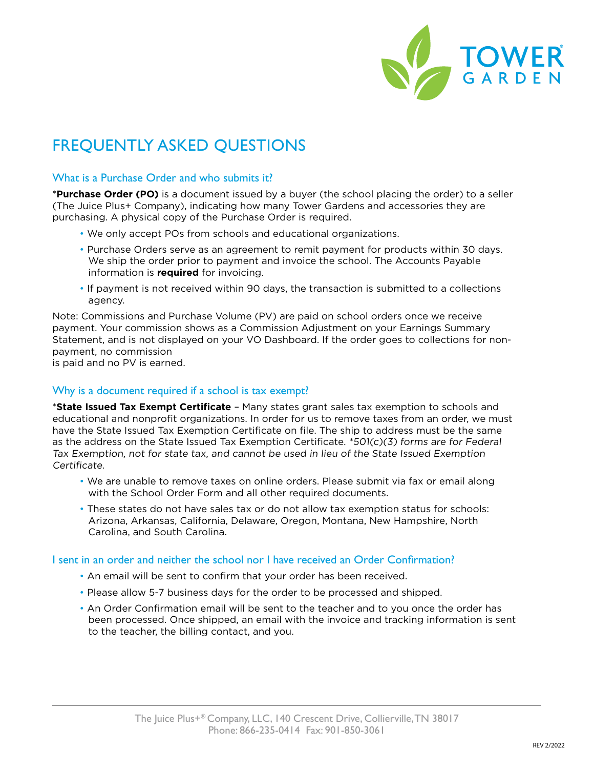# FREQUENTLY ASKED QUESTIONS

## What is a Purchase Order and who submits it?

***Purchase Order (PO)** is a document issued by a buyer (the school placing the order) to a seller (The Juice Plus+ Company), indicating how many Tower Gardens and accessories they are purchasing. A physical copy of the Purchase Order is required.

- We only accept POs from schools and educational organizations.
- Purchase Orders serve as an agreement to remit payment for products within 30 days. We ship the order prior to payment and invoice the school. The Accounts Payable information is **required** for invoicing.
- If payment is not received within 90 days, the transaction is submitted to a collections agency.

Note: Commissions and Purchase Volume (PV) are paid on school orders once we receive payment. Your commission shows as a Commission Adjustment on your Earnings Summary Statement, and is not displayed on your VO Dashboard. If the order goes to collections for non-payment, no commission is paid and no PV is earned.

## Why is a document required if a school is tax exempt?

***State Issued Tax Exempt Certificate** – Many states grant sales tax exemption to schools and educational and nonprofit organizations. In order for us to remove taxes from an order, we must have the State Issued Tax Exemption Certificate on file. The ship to address must be the same as the address on the State Issued Tax Exemption Certificate. **501(c)(3) forms are for Federal Tax Exemption, not for state tax, and cannot be used in lieu of the State Issued Exemption Certificate.*

- We are unable to remove taxes on online orders. Please submit via fax or email along with the School Order Form and all other required documents.
- These states do not have sales tax or do not allow tax exemption status for schools: Arizona, Arkansas, California, Delaware, Oregon, Montana, New Hampshire, North Carolina, and South Carolina.

## I sent in an order and neither the school nor I have received an Order Confirmation?

- An email will be sent to confirm that your order has been received.
- Please allow 5-7 business days for the order to be processed and shipped.
- An Order Confirmation email will be sent to the teacher and to you once the order has been processed. Once shipped, an email with the invoice and tracking information is sent to the teacher, the billing contact, and you.

The Juice Plus+® Company, LLC, 140 Crescent Drive, Collierville, TN 38017
Phone: 866-235-0414 Fax: 901-850-3061

REV 2/2022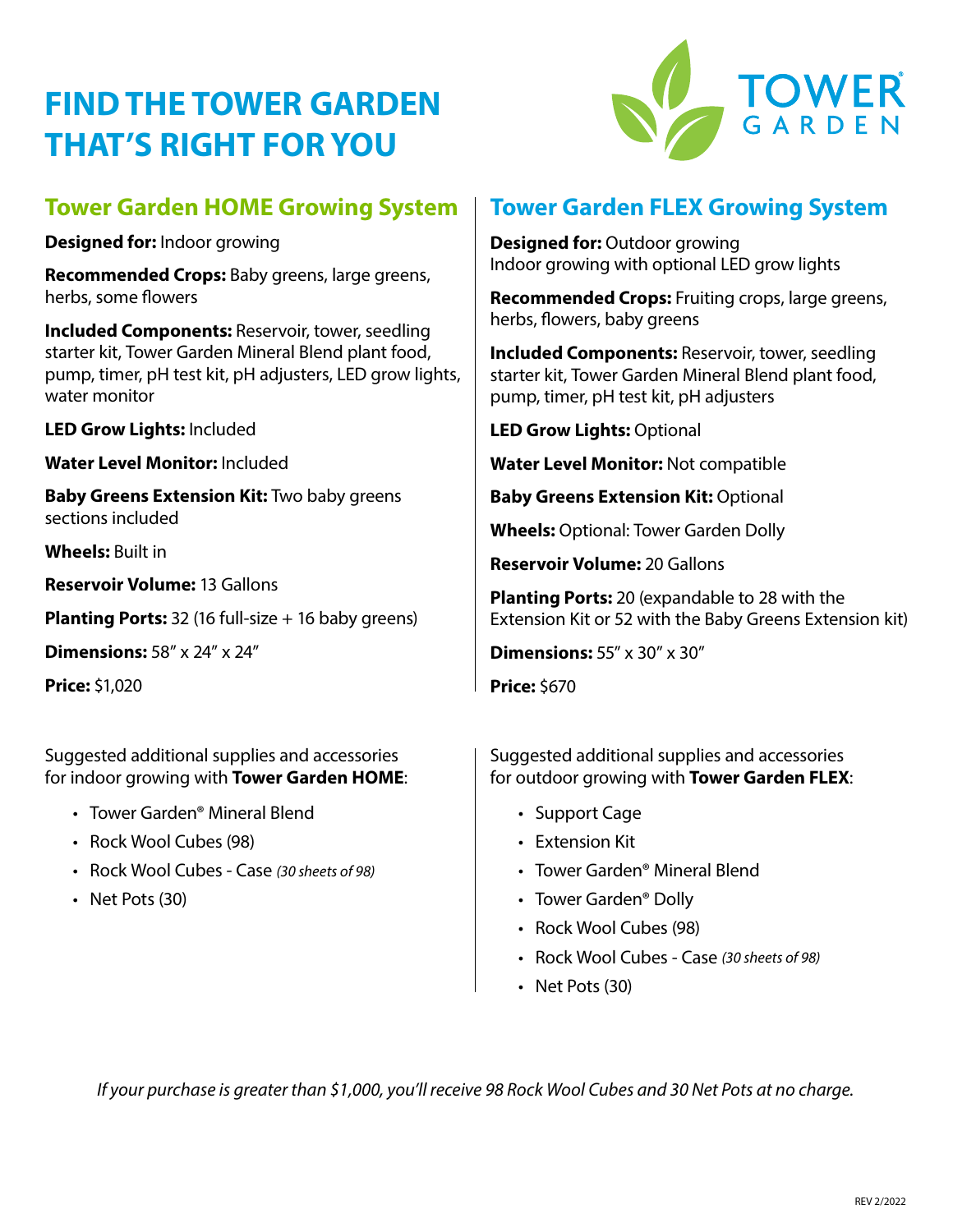# FIND THE TOWER GARDEN THAT'S RIGHT FOR YOU

TOWER GARDEN

## Tower Garden HOME Growing System

**Designed for:** Indoor growing

**Recommended Crops:** Baby greens, large greens, herbs, some flowers

**Included Components:** Reservoir, tower, seedling starter kit, Tower Garden Mineral Blend plant food, pump, timer, pH test kit, pH adjusters, LED grow lights, water monitor

**LED Grow Lights:** Included

**Water Level Monitor:** Included

**Baby Greens Extension Kit:** Two baby greens sections included

**Wheels:** Built in

**Reservoir Volume:** 13 Gallons

**Planting Ports:** 32 (16 full-size + 16 baby greens)

**Dimensions:** 58″ x 24″ x 24″

**Price:** $1,020

Suggested additional supplies and accessories for indoor growing with **Tower Garden HOME**:

- Tower Garden® Mineral Blend
- Rock Wool Cubes (98)
- Rock Wool Cubes - Case *(30 sheets of 98)*
- Net Pots (30)

## Tower Garden FLEX Growing System

**Designed for:** Outdoor growing
Indoor growing with optional LED grow lights

**Recommended Crops:** Fruiting crops, large greens, herbs, flowers, baby greens

**Included Components:** Reservoir, tower, seedling starter kit, Tower Garden Mineral Blend plant food, pump, timer, pH test kit, pH adjusters

**LED Grow Lights:** Optional

**Water Level Monitor:** Not compatible

**Baby Greens Extension Kit:** Optional

**Wheels:** Optional: Tower Garden Dolly

**Reservoir Volume:** 20 Gallons

**Planting Ports:** 20 (expandable to 28 with the Extension Kit or 52 with the Baby Greens Extension kit)

**Dimensions:** 55″ x 30″ x 30″

**Price:** $670

Suggested additional supplies and accessories for outdoor growing with **Tower Garden FLEX**:

- Support Cage
- Extension Kit
- Tower Garden® Mineral Blend
- Tower Garden® Dolly
- Rock Wool Cubes (98)
- Rock Wool Cubes - Case *(30 sheets of 98)*
- Net Pots (30)

*If your purchase is greater than $1,000, you'll receive 98 Rock Wool Cubes and 30 Net Pots at no charge.*

REV 2/2022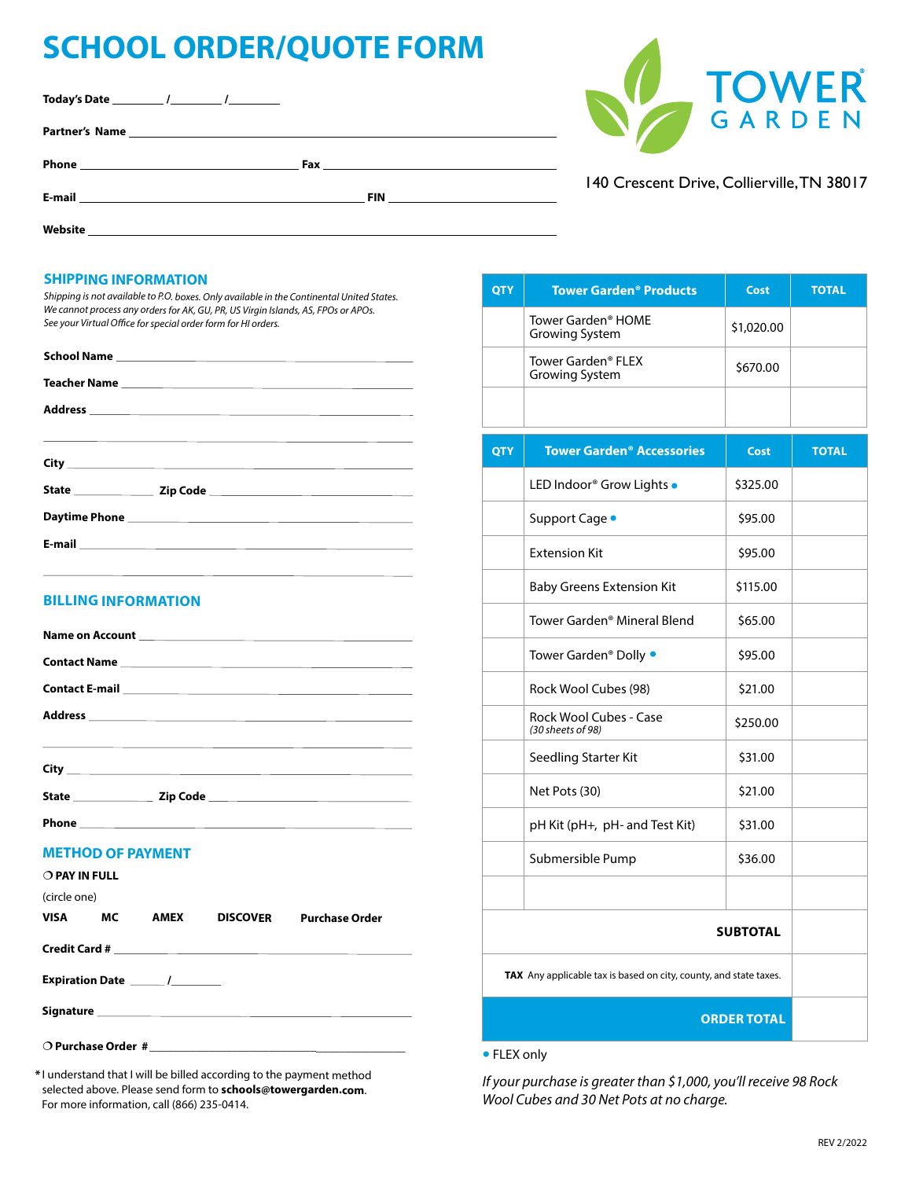# SCHOOL ORDER/QUOTE FORM

**Today's Date** ________ /________ /________

**Partner's Name** ____________________

**Phone** ____________________ **Fax** ____________________

**E-mail** ____________________ **FIN** ____________________

**Website** ____________________

TOWER GARDEN®

140 Crescent Drive, Collierville, TN 38017

## SHIPPING INFORMATION

*Shipping is not available to P.O. boxes. Only available in the Continental United States. We cannot process any orders for AK, GU, PR, US Virgin Islands, AS, FPOs or APOs. See your Virtual Office for special order form for HI orders.*

**School Name** ____________________

**Teacher Name** ____________________

**Address** ____________________

____________________

**City** ____________________

**State** __________ **Zip Code** ____________________

**Daytime Phone** ____________________

**E-mail** ____________________

____________________

## BILLING INFORMATION

**Name on Account** ____________________

**Contact Name** ____________________

**Contact E-mail** ____________________

**Address** ____________________

____________________

**City** ____________________

**State** __________ **Zip Code** ____________________

**Phone** ____________________

## METHOD OF PAYMENT

❍ **PAY IN FULL**

(circle one)

**VISA** **MC** **AMEX** **DISCOVER** **Purchase Order**

**Credit Card #** ____________________

**Expiration Date** ______ /________

**Signature** ____________________

❍ **Purchase Order #** ____________________

*I understand that I will be billed according to the payment method selected above. Please send form to **schools@towergarden.com**. For more information, call (866) 235-0414.

| QTY | Tower Garden® Products | Cost | TOTAL |
|---|---|---|---|
| | Tower Garden® HOME Growing System | $1,020.00 | |
| | Tower Garden® FLEX Growing System | $670.00 | |
| | | | |

| QTY | Tower Garden® Accessories | Cost | TOTAL |
|---|---|---|---|
| | LED Indoor® Grow Lights • | $325.00 | |
| | Support Cage • | $95.00 | |
| | Extension Kit | $95.00 | |
| | Baby Greens Extension Kit | $115.00 | |
| | Tower Garden® Mineral Blend | $65.00 | |
| | Tower Garden® Dolly • | $95.00 | |
| | Rock Wool Cubes (98) | $21.00 | |
| | Rock Wool Cubes - Case *(30 sheets of 98)* | $250.00 | |
| | Seedling Starter Kit | $31.00 | |
| | Net Pots (30) | $21.00 | |
| | pH Kit (pH+, pH- and Test Kit) | $31.00 | |
| | Submersible Pump | $36.00 | |
| | | | |
| | | **SUBTOTAL** | |
| | | **TAX** Any applicable tax is based on city, county, and state taxes. | |
| | | **ORDER TOTAL** | |

• FLEX only

*If your purchase is greater than $1,000, you'll receive 98 Rock Wool Cubes and 30 Net Pots at no charge.*

REV 2/2022